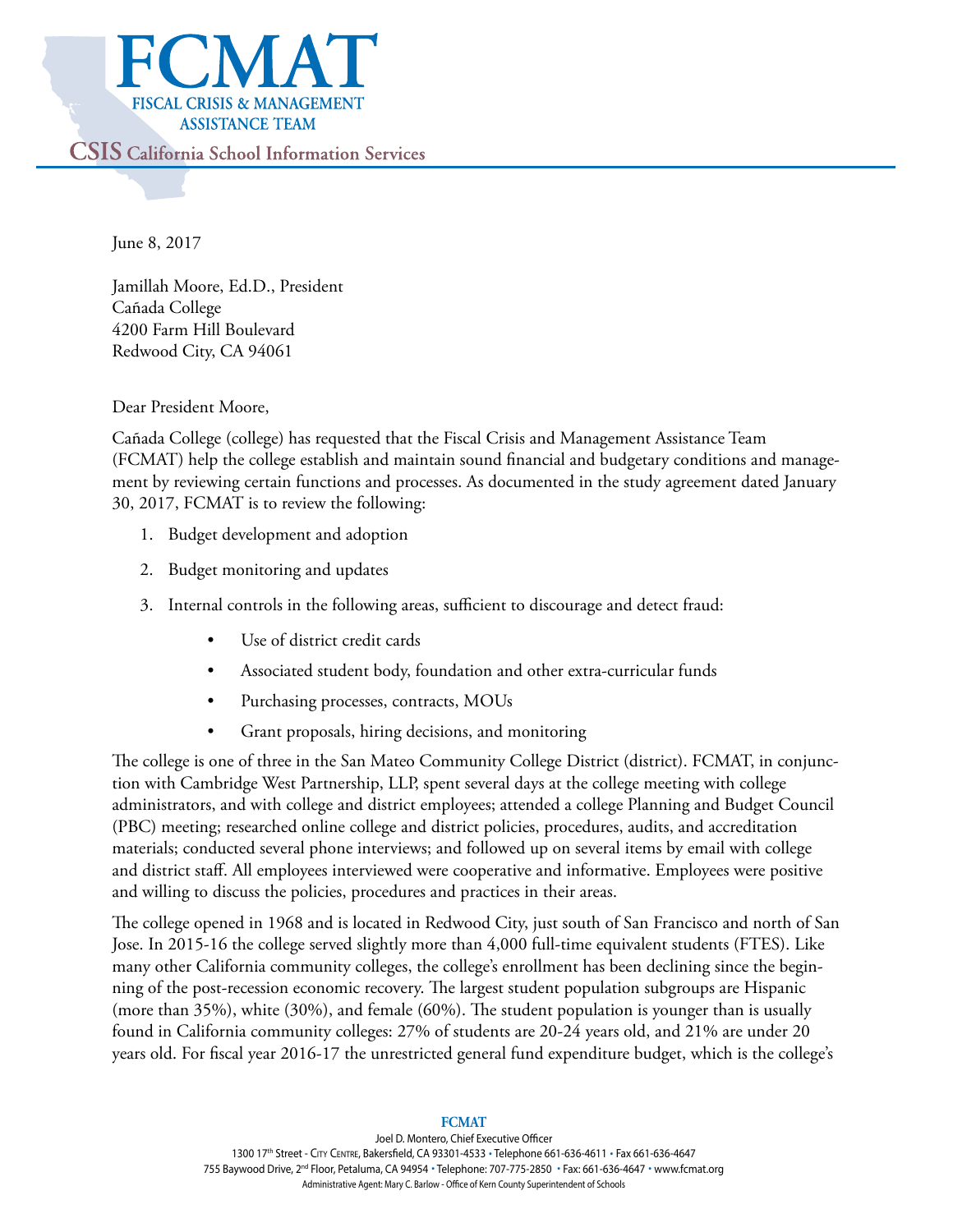June 8, 2017

Jamillah Moore, Ed.D., President
Cañada College
4200 Farm Hill Boulevard
Redwood City, CA 94061

Dear President Moore,

Cañada College (college) has requested that the Fiscal Crisis and Management Assistance Team (FCMAT) help the college establish and maintain sound financial and budgetary conditions and management by reviewing certain functions and processes. As documented in the study agreement dated January 30, 2017, FCMAT is to review the following:

1. Budget development and adoption
2. Budget monitoring and updates
3. Internal controls in the following areas, sufficient to discourage and detect fraud:
   - Use of district credit cards
   - Associated student body, foundation and other extra-curricular funds
   - Purchasing processes, contracts, MOUs
   - Grant proposals, hiring decisions, and monitoring

The college is one of three in the San Mateo Community College District (district). FCMAT, in conjunction with Cambridge West Partnership, LLP, spent several days at the college meeting with college administrators, and with college and district employees; attended a college Planning and Budget Council (PBC) meeting; researched online college and district policies, procedures, audits, and accreditation materials; conducted several phone interviews; and followed up on several items by email with college and district staff. All employees interviewed were cooperative and informative. Employees were positive and willing to discuss the policies, procedures and practices in their areas.

The college opened in 1968 and is located in Redwood City, just south of San Francisco and north of San Jose. In 2015-16 the college served slightly more than 4,000 full-time equivalent students (FTES). Like many other California community colleges, the college's enrollment has been declining since the beginning of the post-recession economic recovery. The largest student population subgroups are Hispanic (more than 35%), white (30%), and female (60%). The student population is younger than is usually found in California community colleges: 27% of students are 20-24 years old, and 21% are under 20 years old. For fiscal year 2016-17 the unrestricted general fund expenditure budget, which is the college's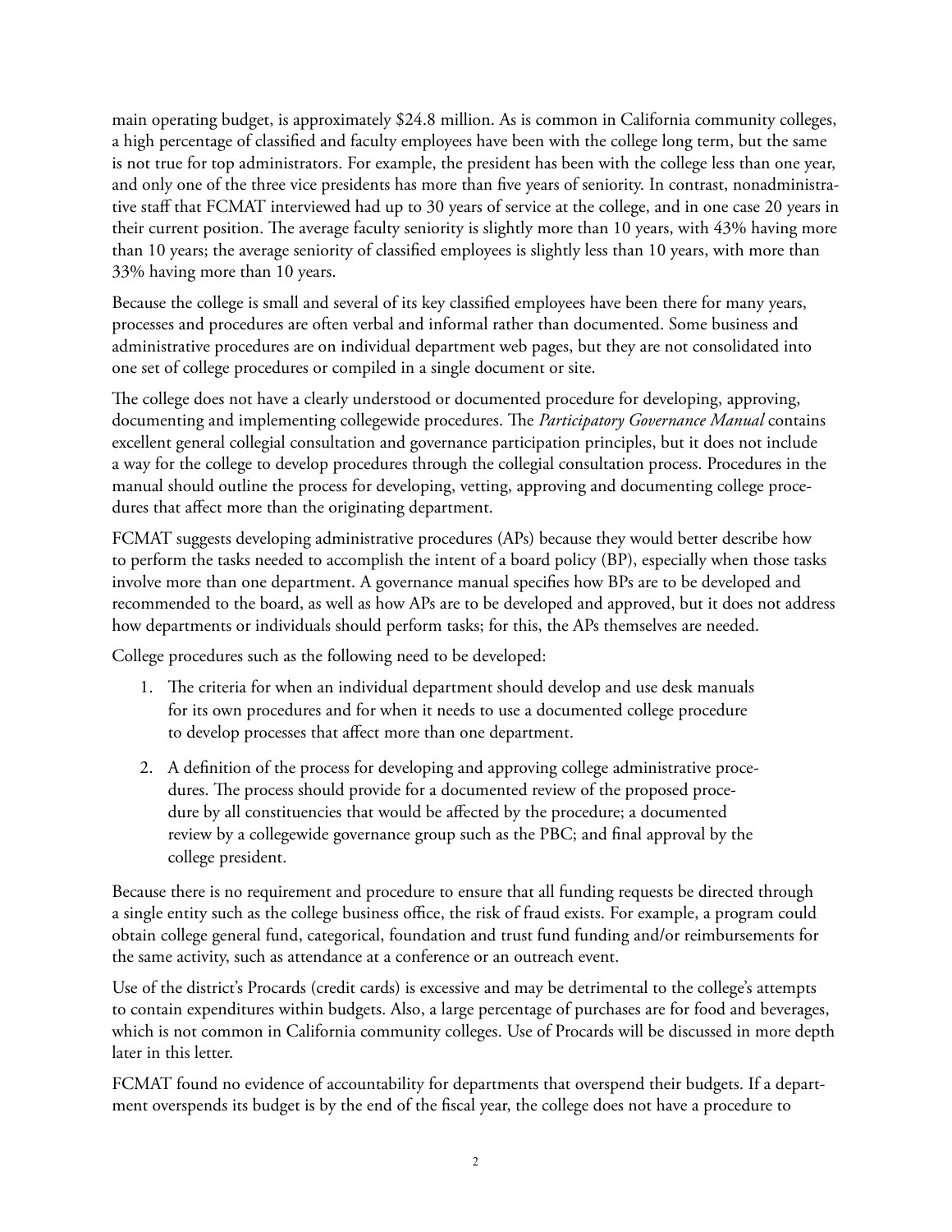main operating budget, is approximately $24.8 million. As is common in California community colleges, a high percentage of classified and faculty employees have been with the college long term, but the same is not true for top administrators. For example, the president has been with the college less than one year, and only one of the three vice presidents has more than five years of seniority. In contrast, nonadministrative staff that FCMAT interviewed had up to 30 years of service at the college, and in one case 20 years in their current position. The average faculty seniority is slightly more than 10 years, with 43% having more than 10 years; the average seniority of classified employees is slightly less than 10 years, with more than 33% having more than 10 years.

Because the college is small and several of its key classified employees have been there for many years, processes and procedures are often verbal and informal rather than documented. Some business and administrative procedures are on individual department web pages, but they are not consolidated into one set of college procedures or compiled in a single document or site.

The college does not have a clearly understood or documented procedure for developing, approving, documenting and implementing collegewide procedures. The *Participatory Governance Manual* contains excellent general collegial consultation and governance participation principles, but it does not include a way for the college to develop procedures through the collegial consultation process. Procedures in the manual should outline the process for developing, vetting, approving and documenting college procedures that affect more than the originating department.

FCMAT suggests developing administrative procedures (APs) because they would better describe how to perform the tasks needed to accomplish the intent of a board policy (BP), especially when those tasks involve more than one department. A governance manual specifies how BPs are to be developed and recommended to the board, as well as how APs are to be developed and approved, but it does not address how departments or individuals should perform tasks; for this, the APs themselves are needed.

College procedures such as the following need to be developed:

1. The criteria for when an individual department should develop and use desk manuals for its own procedures and for when it needs to use a documented college procedure to develop processes that affect more than one department.
2. A definition of the process for developing and approving college administrative procedures. The process should provide for a documented review of the proposed procedure by all constituencies that would be affected by the procedure; a documented review by a collegewide governance group such as the PBC; and final approval by the college president.

Because there is no requirement and procedure to ensure that all funding requests be directed through a single entity such as the college business office, the risk of fraud exists. For example, a program could obtain college general fund, categorical, foundation and trust fund funding and/or reimbursements for the same activity, such as attendance at a conference or an outreach event.

Use of the district's Procards (credit cards) is excessive and may be detrimental to the college's attempts to contain expenditures within budgets. Also, a large percentage of purchases are for food and beverages, which is not common in California community colleges. Use of Procards will be discussed in more depth later in this letter.

FCMAT found no evidence of accountability for departments that overspend their budgets. If a department overspends its budget is by the end of the fiscal year, the college does not have a procedure to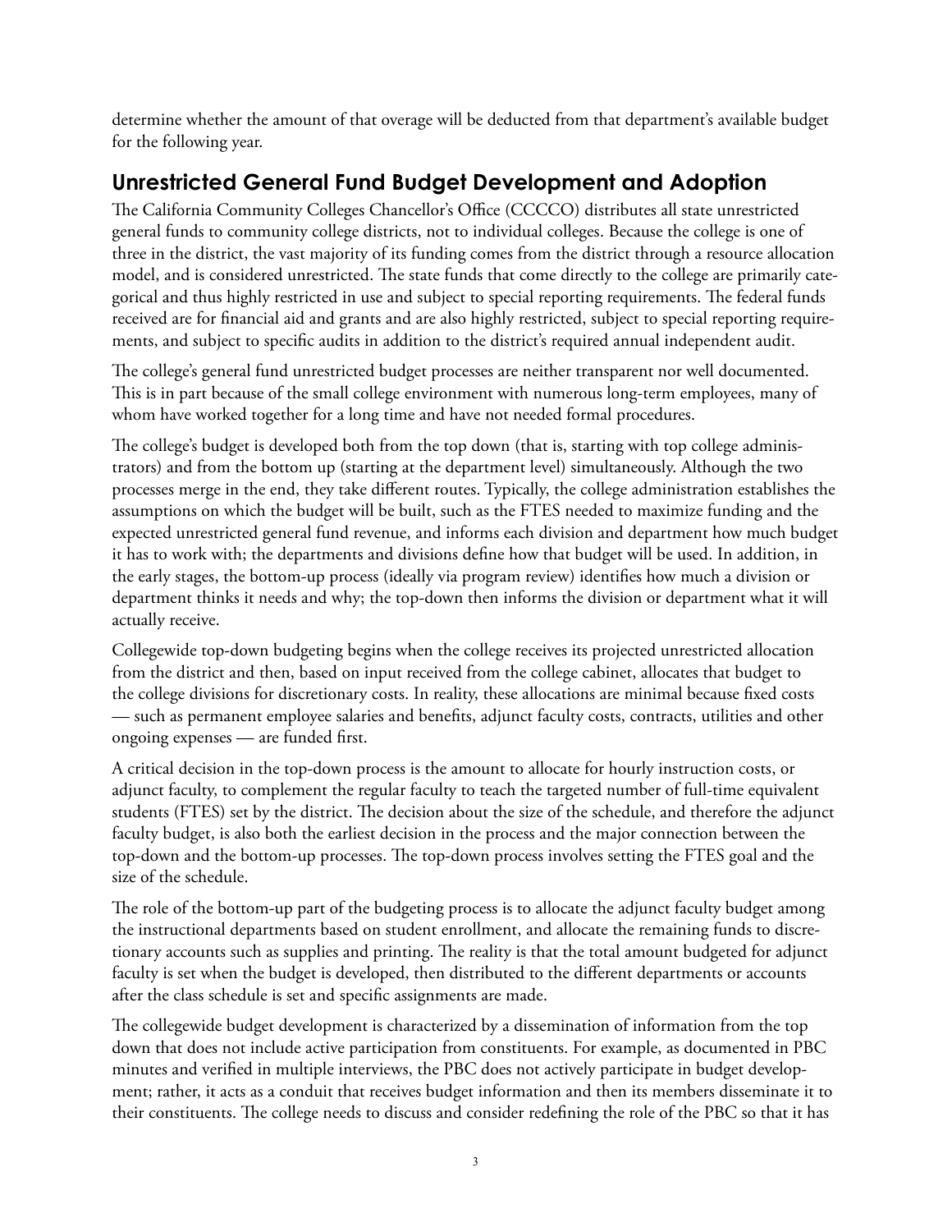determine whether the amount of that overage will be deducted from that department's available budget for the following year.

## Unrestricted General Fund Budget Development and Adoption

The California Community Colleges Chancellor's Office (CCCCO) distributes all state unrestricted general funds to community college districts, not to individual colleges. Because the college is one of three in the district, the vast majority of its funding comes from the district through a resource allocation model, and is considered unrestricted. The state funds that come directly to the college are primarily categorical and thus highly restricted in use and subject to special reporting requirements. The federal funds received are for financial aid and grants and are also highly restricted, subject to special reporting requirements, and subject to specific audits in addition to the district's required annual independent audit.

The college's general fund unrestricted budget processes are neither transparent nor well documented. This is in part because of the small college environment with numerous long-term employees, many of whom have worked together for a long time and have not needed formal procedures.

The college's budget is developed both from the top down (that is, starting with top college administrators) and from the bottom up (starting at the department level) simultaneously. Although the two processes merge in the end, they take different routes. Typically, the college administration establishes the assumptions on which the budget will be built, such as the FTES needed to maximize funding and the expected unrestricted general fund revenue, and informs each division and department how much budget it has to work with; the departments and divisions define how that budget will be used. In addition, in the early stages, the bottom-up process (ideally via program review) identifies how much a division or department thinks it needs and why; the top-down then informs the division or department what it will actually receive.

Collegewide top-down budgeting begins when the college receives its projected unrestricted allocation from the district and then, based on input received from the college cabinet, allocates that budget to the college divisions for discretionary costs. In reality, these allocations are minimal because fixed costs — such as permanent employee salaries and benefits, adjunct faculty costs, contracts, utilities and other ongoing expenses — are funded first.

A critical decision in the top-down process is the amount to allocate for hourly instruction costs, or adjunct faculty, to complement the regular faculty to teach the targeted number of full-time equivalent students (FTES) set by the district. The decision about the size of the schedule, and therefore the adjunct faculty budget, is also both the earliest decision in the process and the major connection between the top-down and the bottom-up processes. The top-down process involves setting the FTES goal and the size of the schedule.

The role of the bottom-up part of the budgeting process is to allocate the adjunct faculty budget among the instructional departments based on student enrollment, and allocate the remaining funds to discretionary accounts such as supplies and printing. The reality is that the total amount budgeted for adjunct faculty is set when the budget is developed, then distributed to the different departments or accounts after the class schedule is set and specific assignments are made.

The collegewide budget development is characterized by a dissemination of information from the top down that does not include active participation from constituents. For example, as documented in PBC minutes and verified in multiple interviews, the PBC does not actively participate in budget development; rather, it acts as a conduit that receives budget information and then its members disseminate it to their constituents. The college needs to discuss and consider redefining the role of the PBC so that it has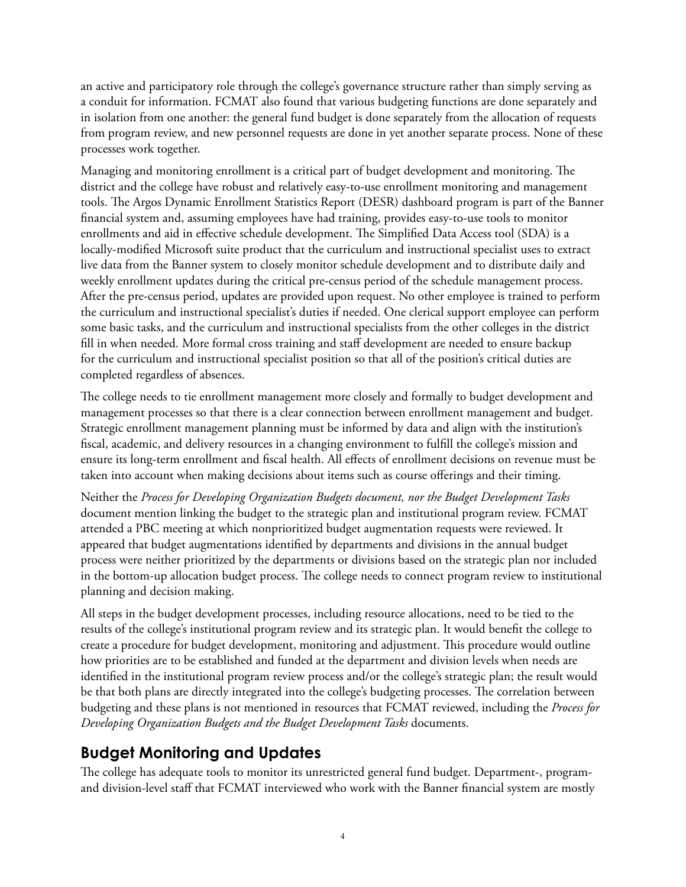an active and participatory role through the college's governance structure rather than simply serving as a conduit for information. FCMAT also found that various budgeting functions are done separately and in isolation from one another: the general fund budget is done separately from the allocation of requests from program review, and new personnel requests are done in yet another separate process. None of these processes work together.

Managing and monitoring enrollment is a critical part of budget development and monitoring. The district and the college have robust and relatively easy-to-use enrollment monitoring and management tools. The Argos Dynamic Enrollment Statistics Report (DESR) dashboard program is part of the Banner financial system and, assuming employees have had training, provides easy-to-use tools to monitor enrollments and aid in effective schedule development. The Simplified Data Access tool (SDA) is a locally-modified Microsoft suite product that the curriculum and instructional specialist uses to extract live data from the Banner system to closely monitor schedule development and to distribute daily and weekly enrollment updates during the critical pre-census period of the schedule management process. After the pre-census period, updates are provided upon request. No other employee is trained to perform the curriculum and instructional specialist's duties if needed. One clerical support employee can perform some basic tasks, and the curriculum and instructional specialists from the other colleges in the district fill in when needed. More formal cross training and staff development are needed to ensure backup for the curriculum and instructional specialist position so that all of the position's critical duties are completed regardless of absences.

The college needs to tie enrollment management more closely and formally to budget development and management processes so that there is a clear connection between enrollment management and budget. Strategic enrollment management planning must be informed by data and align with the institution's fiscal, academic, and delivery resources in a changing environment to fulfill the college's mission and ensure its long-term enrollment and fiscal health. All effects of enrollment decisions on revenue must be taken into account when making decisions about items such as course offerings and their timing.

Neither the *Process for Developing Organization Budgets document, nor the Budget Development Tasks* document mention linking the budget to the strategic plan and institutional program review. FCMAT attended a PBC meeting at which nonprioritized budget augmentation requests were reviewed. It appeared that budget augmentations identified by departments and divisions in the annual budget process were neither prioritized by the departments or divisions based on the strategic plan nor included in the bottom-up allocation budget process. The college needs to connect program review to institutional planning and decision making.

All steps in the budget development processes, including resource allocations, need to be tied to the results of the college's institutional program review and its strategic plan. It would benefit the college to create a procedure for budget development, monitoring and adjustment. This procedure would outline how priorities are to be established and funded at the department and division levels when needs are identified in the institutional program review process and/or the college's strategic plan; the result would be that both plans are directly integrated into the college's budgeting processes. The correlation between budgeting and these plans is not mentioned in resources that FCMAT reviewed, including the *Process for Developing Organization Budgets and the Budget Development Tasks* documents.

## Budget Monitoring and Updates

The college has adequate tools to monitor its unrestricted general fund budget. Department-, program- and division-level staff that FCMAT interviewed who work with the Banner financial system are mostly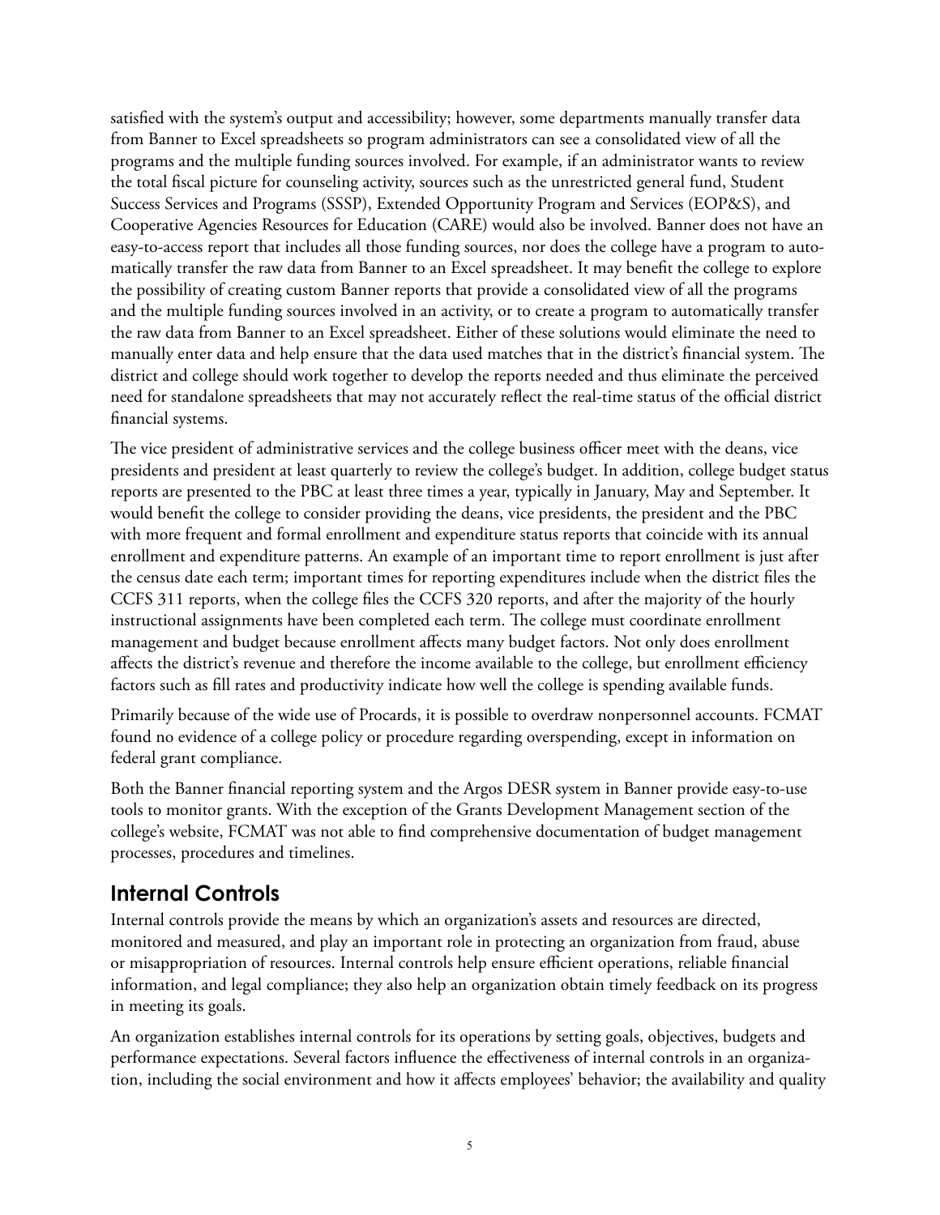satisfied with the system's output and accessibility; however, some departments manually transfer data from Banner to Excel spreadsheets so program administrators can see a consolidated view of all the programs and the multiple funding sources involved. For example, if an administrator wants to review the total fiscal picture for counseling activity, sources such as the unrestricted general fund, Student Success Services and Programs (SSSP), Extended Opportunity Program and Services (EOP&S), and Cooperative Agencies Resources for Education (CARE) would also be involved. Banner does not have an easy-to-access report that includes all those funding sources, nor does the college have a program to automatically transfer the raw data from Banner to an Excel spreadsheet. It may benefit the college to explore the possibility of creating custom Banner reports that provide a consolidated view of all the programs and the multiple funding sources involved in an activity, or to create a program to automatically transfer the raw data from Banner to an Excel spreadsheet. Either of these solutions would eliminate the need to manually enter data and help ensure that the data used matches that in the district's financial system. The district and college should work together to develop the reports needed and thus eliminate the perceived need for standalone spreadsheets that may not accurately reflect the real-time status of the official district financial systems.

The vice president of administrative services and the college business officer meet with the deans, vice presidents and president at least quarterly to review the college's budget. In addition, college budget status reports are presented to the PBC at least three times a year, typically in January, May and September. It would benefit the college to consider providing the deans, vice presidents, the president and the PBC with more frequent and formal enrollment and expenditure status reports that coincide with its annual enrollment and expenditure patterns. An example of an important time to report enrollment is just after the census date each term; important times for reporting expenditures include when the district files the CCFS 311 reports, when the college files the CCFS 320 reports, and after the majority of the hourly instructional assignments have been completed each term. The college must coordinate enrollment management and budget because enrollment affects many budget factors. Not only does enrollment affects the district's revenue and therefore the income available to the college, but enrollment efficiency factors such as fill rates and productivity indicate how well the college is spending available funds.

Primarily because of the wide use of Procards, it is possible to overdraw nonpersonnel accounts. FCMAT found no evidence of a college policy or procedure regarding overspending, except in information on federal grant compliance.

Both the Banner financial reporting system and the Argos DESR system in Banner provide easy-to-use tools to monitor grants. With the exception of the Grants Development Management section of the college's website, FCMAT was not able to find comprehensive documentation of budget management processes, procedures and timelines.

## Internal Controls

Internal controls provide the means by which an organization's assets and resources are directed, monitored and measured, and play an important role in protecting an organization from fraud, abuse or misappropriation of resources. Internal controls help ensure efficient operations, reliable financial information, and legal compliance; they also help an organization obtain timely feedback on its progress in meeting its goals.

An organization establishes internal controls for its operations by setting goals, objectives, budgets and performance expectations. Several factors influence the effectiveness of internal controls in an organization, including the social environment and how it affects employees' behavior; the availability and quality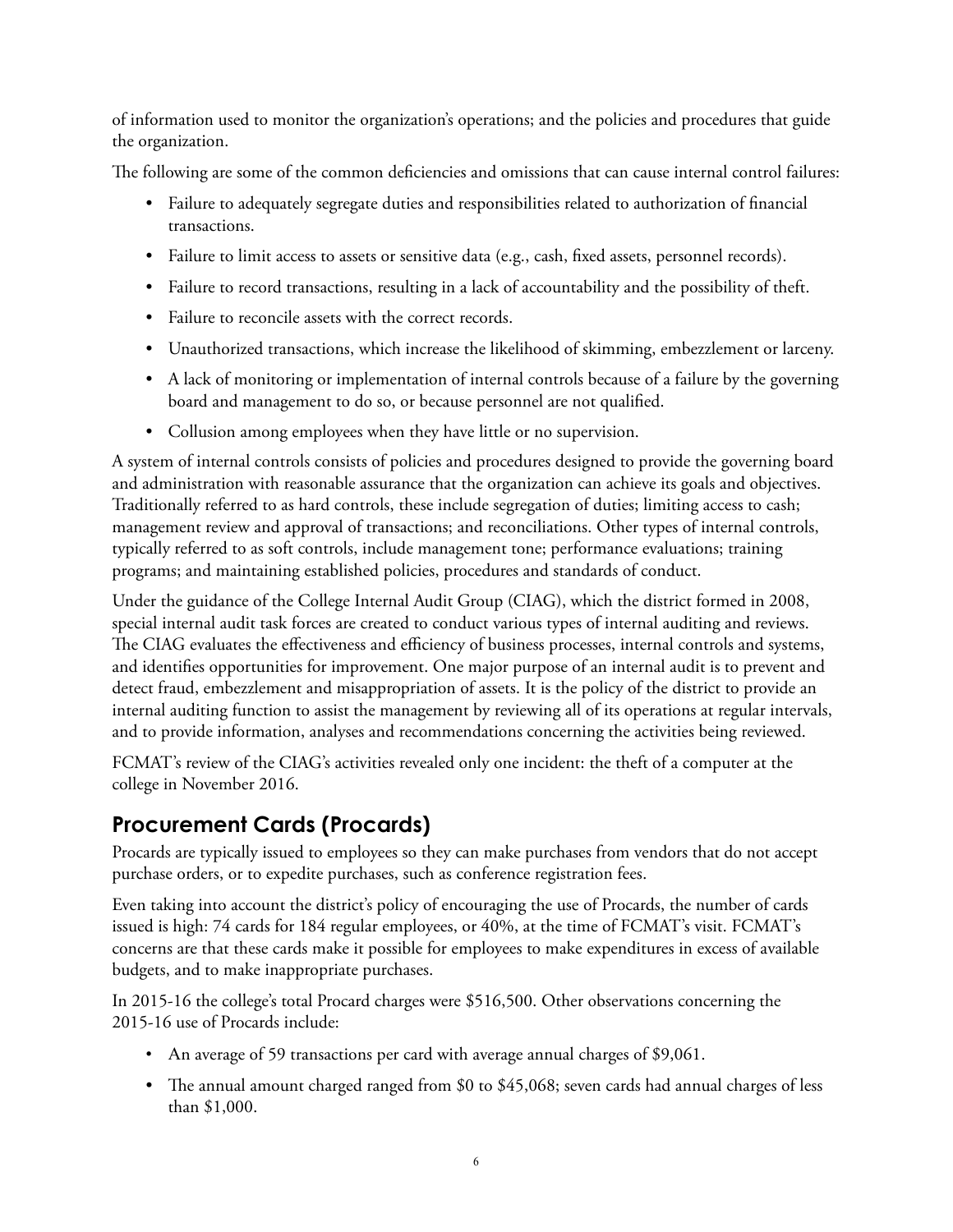of information used to monitor the organization's operations; and the policies and procedures that guide the organization.

The following are some of the common deficiencies and omissions that can cause internal control failures:

- Failure to adequately segregate duties and responsibilities related to authorization of financial transactions.
- Failure to limit access to assets or sensitive data (e.g., cash, fixed assets, personnel records).
- Failure to record transactions, resulting in a lack of accountability and the possibility of theft.
- Failure to reconcile assets with the correct records.
- Unauthorized transactions, which increase the likelihood of skimming, embezzlement or larceny.
- A lack of monitoring or implementation of internal controls because of a failure by the governing board and management to do so, or because personnel are not qualified.
- Collusion among employees when they have little or no supervision.

A system of internal controls consists of policies and procedures designed to provide the governing board and administration with reasonable assurance that the organization can achieve its goals and objectives. Traditionally referred to as hard controls, these include segregation of duties; limiting access to cash; management review and approval of transactions; and reconciliations. Other types of internal controls, typically referred to as soft controls, include management tone; performance evaluations; training programs; and maintaining established policies, procedures and standards of conduct.

Under the guidance of the College Internal Audit Group (CIAG), which the district formed in 2008, special internal audit task forces are created to conduct various types of internal auditing and reviews. The CIAG evaluates the effectiveness and efficiency of business processes, internal controls and systems, and identifies opportunities for improvement. One major purpose of an internal audit is to prevent and detect fraud, embezzlement and misappropriation of assets. It is the policy of the district to provide an internal auditing function to assist the management by reviewing all of its operations at regular intervals, and to provide information, analyses and recommendations concerning the activities being reviewed.

FCMAT's review of the CIAG's activities revealed only one incident: the theft of a computer at the college in November 2016.

## Procurement Cards (Procards)

Procards are typically issued to employees so they can make purchases from vendors that do not accept purchase orders, or to expedite purchases, such as conference registration fees.

Even taking into account the district's policy of encouraging the use of Procards, the number of cards issued is high: 74 cards for 184 regular employees, or 40%, at the time of FCMAT's visit. FCMAT's concerns are that these cards make it possible for employees to make expenditures in excess of available budgets, and to make inappropriate purchases.

In 2015-16 the college's total Procard charges were $516,500. Other observations concerning the 2015-16 use of Procards include:

- An average of 59 transactions per card with average annual charges of $9,061.
- The annual amount charged ranged from $0 to $45,068; seven cards had annual charges of less than $1,000.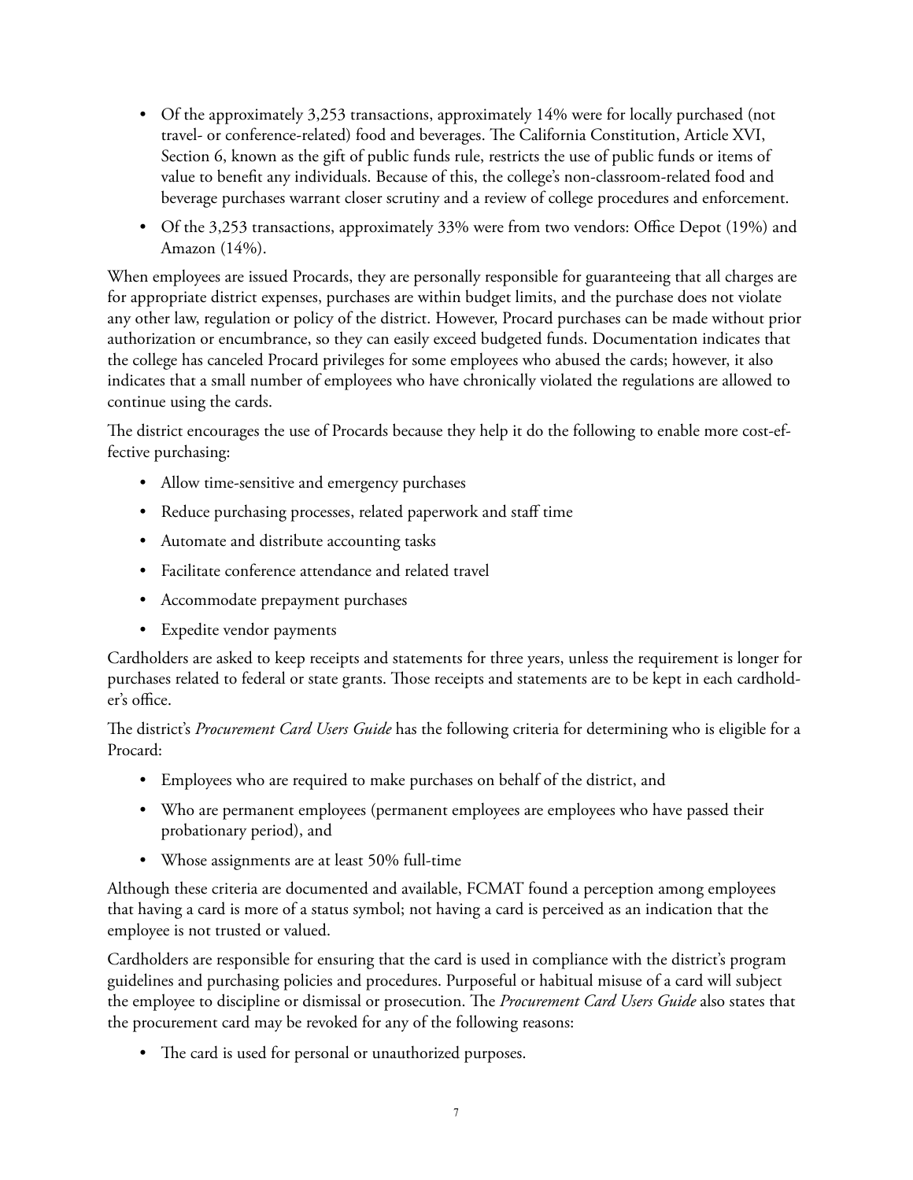- Of the approximately 3,253 transactions, approximately 14% were for locally purchased (not travel- or conference-related) food and beverages. The California Constitution, Article XVI, Section 6, known as the gift of public funds rule, restricts the use of public funds or items of value to benefit any individuals. Because of this, the college's non-classroom-related food and beverage purchases warrant closer scrutiny and a review of college procedures and enforcement.
- Of the 3,253 transactions, approximately 33% were from two vendors: Office Depot (19%) and Amazon (14%).

When employees are issued Procards, they are personally responsible for guaranteeing that all charges are for appropriate district expenses, purchases are within budget limits, and the purchase does not violate any other law, regulation or policy of the district. However, Procard purchases can be made without prior authorization or encumbrance, so they can easily exceed budgeted funds. Documentation indicates that the college has canceled Procard privileges for some employees who abused the cards; however, it also indicates that a small number of employees who have chronically violated the regulations are allowed to continue using the cards.

The district encourages the use of Procards because they help it do the following to enable more cost-effective purchasing:

- Allow time-sensitive and emergency purchases
- Reduce purchasing processes, related paperwork and staff time
- Automate and distribute accounting tasks
- Facilitate conference attendance and related travel
- Accommodate prepayment purchases
- Expedite vendor payments

Cardholders are asked to keep receipts and statements for three years, unless the requirement is longer for purchases related to federal or state grants. Those receipts and statements are to be kept in each cardholder's office.

The district's *Procurement Card Users Guide* has the following criteria for determining who is eligible for a Procard:

- Employees who are required to make purchases on behalf of the district, and
- Who are permanent employees (permanent employees are employees who have passed their probationary period), and
- Whose assignments are at least 50% full-time

Although these criteria are documented and available, FCMAT found a perception among employees that having a card is more of a status symbol; not having a card is perceived as an indication that the employee is not trusted or valued.

Cardholders are responsible for ensuring that the card is used in compliance with the district's program guidelines and purchasing policies and procedures. Purposeful or habitual misuse of a card will subject the employee to discipline or dismissal or prosecution. The *Procurement Card Users Guide* also states that the procurement card may be revoked for any of the following reasons:

- The card is used for personal or unauthorized purposes.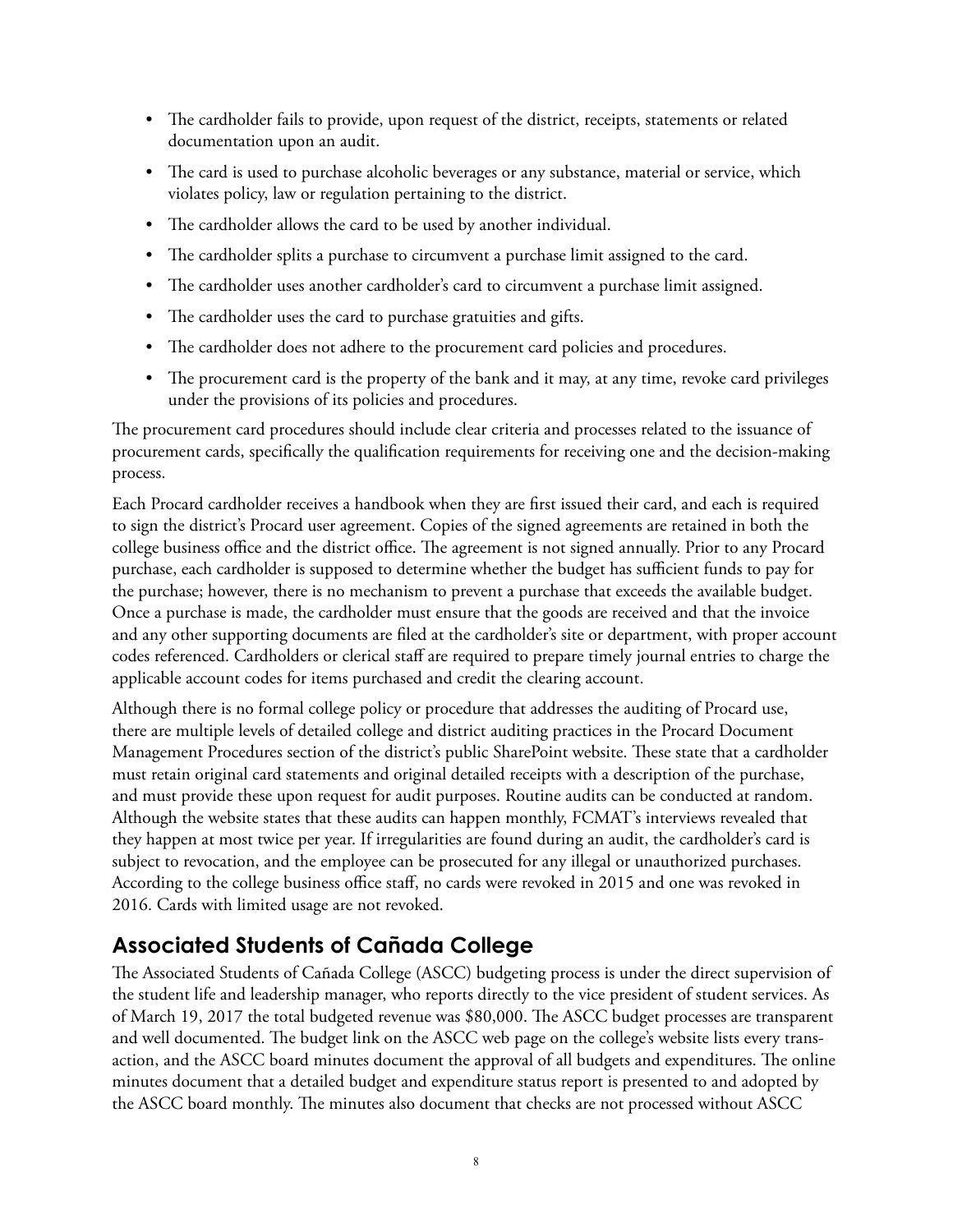- The cardholder fails to provide, upon request of the district, receipts, statements or related documentation upon an audit.
- The card is used to purchase alcoholic beverages or any substance, material or service, which violates policy, law or regulation pertaining to the district.
- The cardholder allows the card to be used by another individual.
- The cardholder splits a purchase to circumvent a purchase limit assigned to the card.
- The cardholder uses another cardholder's card to circumvent a purchase limit assigned.
- The cardholder uses the card to purchase gratuities and gifts.
- The cardholder does not adhere to the procurement card policies and procedures.
- The procurement card is the property of the bank and it may, at any time, revoke card privileges under the provisions of its policies and procedures.

The procurement card procedures should include clear criteria and processes related to the issuance of procurement cards, specifically the qualification requirements for receiving one and the decision-making process.

Each Procard cardholder receives a handbook when they are first issued their card, and each is required to sign the district's Procard user agreement. Copies of the signed agreements are retained in both the college business office and the district office. The agreement is not signed annually. Prior to any Procard purchase, each cardholder is supposed to determine whether the budget has sufficient funds to pay for the purchase; however, there is no mechanism to prevent a purchase that exceeds the available budget. Once a purchase is made, the cardholder must ensure that the goods are received and that the invoice and any other supporting documents are filed at the cardholder's site or department, with proper account codes referenced. Cardholders or clerical staff are required to prepare timely journal entries to charge the applicable account codes for items purchased and credit the clearing account.

Although there is no formal college policy or procedure that addresses the auditing of Procard use, there are multiple levels of detailed college and district auditing practices in the Procard Document Management Procedures section of the district's public SharePoint website. These state that a cardholder must retain original card statements and original detailed receipts with a description of the purchase, and must provide these upon request for audit purposes. Routine audits can be conducted at random. Although the website states that these audits can happen monthly, FCMAT's interviews revealed that they happen at most twice per year. If irregularities are found during an audit, the cardholder's card is subject to revocation, and the employee can be prosecuted for any illegal or unauthorized purchases. According to the college business office staff, no cards were revoked in 2015 and one was revoked in 2016. Cards with limited usage are not revoked.

## Associated Students of Cañada College

The Associated Students of Cañada College (ASCC) budgeting process is under the direct supervision of the student life and leadership manager, who reports directly to the vice president of student services. As of March 19, 2017 the total budgeted revenue was $80,000. The ASCC budget processes are transparent and well documented. The budget link on the ASCC web page on the college's website lists every transaction, and the ASCC board minutes document the approval of all budgets and expenditures. The online minutes document that a detailed budget and expenditure status report is presented to and adopted by the ASCC board monthly. The minutes also document that checks are not processed without ASCC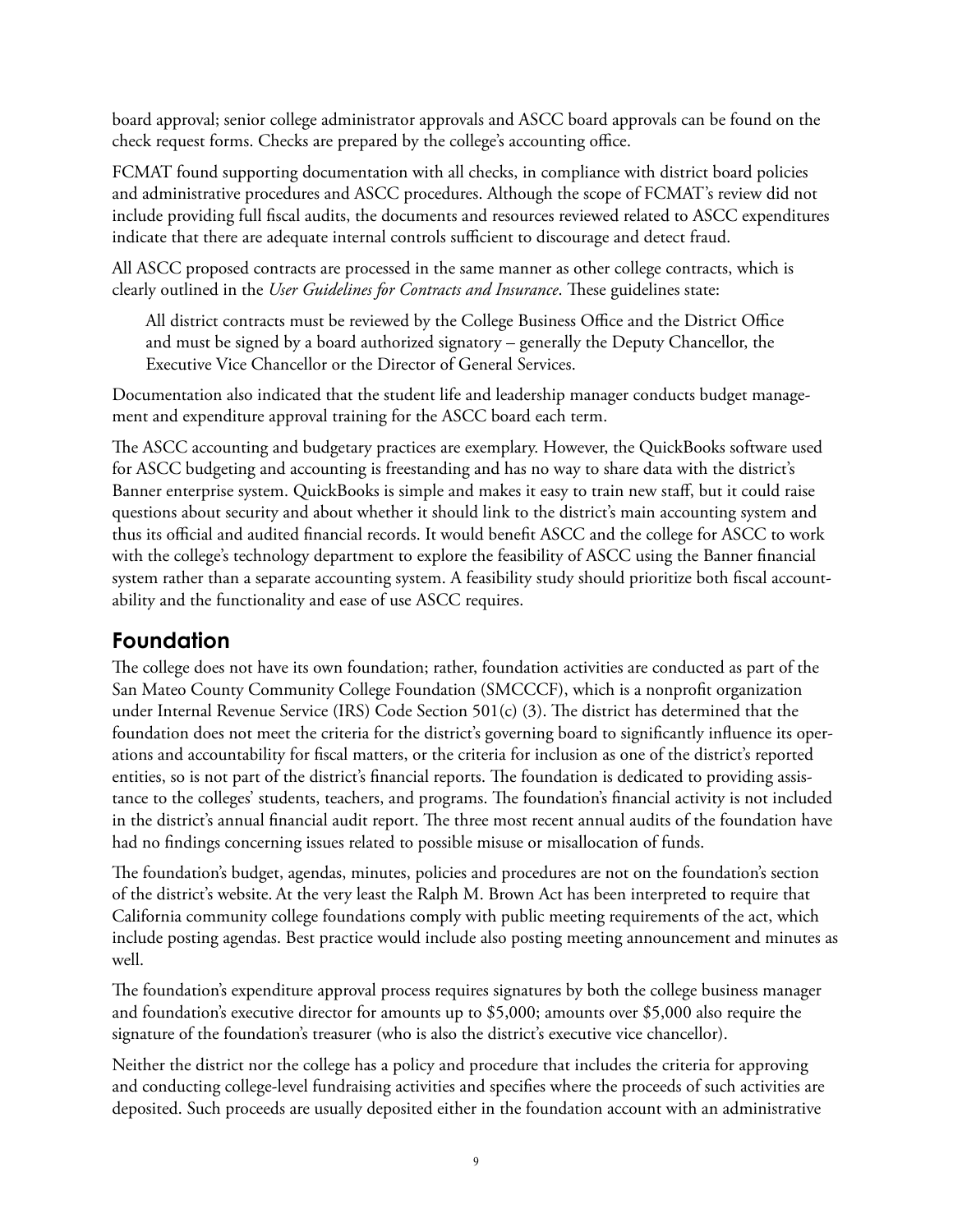board approval; senior college administrator approvals and ASCC board approvals can be found on the check request forms. Checks are prepared by the college's accounting office.

FCMAT found supporting documentation with all checks, in compliance with district board policies and administrative procedures and ASCC procedures. Although the scope of FCMAT's review did not include providing full fiscal audits, the documents and resources reviewed related to ASCC expenditures indicate that there are adequate internal controls sufficient to discourage and detect fraud.

All ASCC proposed contracts are processed in the same manner as other college contracts, which is clearly outlined in the *User Guidelines for Contracts and Insurance*. These guidelines state:

> All district contracts must be reviewed by the College Business Office and the District Office and must be signed by a board authorized signatory – generally the Deputy Chancellor, the Executive Vice Chancellor or the Director of General Services.

Documentation also indicated that the student life and leadership manager conducts budget management and expenditure approval training for the ASCC board each term.

The ASCC accounting and budgetary practices are exemplary. However, the QuickBooks software used for ASCC budgeting and accounting is freestanding and has no way to share data with the district's Banner enterprise system. QuickBooks is simple and makes it easy to train new staff, but it could raise questions about security and about whether it should link to the district's main accounting system and thus its official and audited financial records. It would benefit ASCC and the college for ASCC to work with the college's technology department to explore the feasibility of ASCC using the Banner financial system rather than a separate accounting system. A feasibility study should prioritize both fiscal accountability and the functionality and ease of use ASCC requires.

## Foundation

The college does not have its own foundation; rather, foundation activities are conducted as part of the San Mateo County Community College Foundation (SMCCCF), which is a nonprofit organization under Internal Revenue Service (IRS) Code Section 501(c) (3). The district has determined that the foundation does not meet the criteria for the district's governing board to significantly influence its operations and accountability for fiscal matters, or the criteria for inclusion as one of the district's reported entities, so is not part of the district's financial reports. The foundation is dedicated to providing assistance to the colleges' students, teachers, and programs. The foundation's financial activity is not included in the district's annual financial audit report. The three most recent annual audits of the foundation have had no findings concerning issues related to possible misuse or misallocation of funds.

The foundation's budget, agendas, minutes, policies and procedures are not on the foundation's section of the district's website. At the very least the Ralph M. Brown Act has been interpreted to require that California community college foundations comply with public meeting requirements of the act, which include posting agendas. Best practice would include also posting meeting announcement and minutes as well.

The foundation's expenditure approval process requires signatures by both the college business manager and foundation's executive director for amounts up to $5,000; amounts over $5,000 also require the signature of the foundation's treasurer (who is also the district's executive vice chancellor).

Neither the district nor the college has a policy and procedure that includes the criteria for approving and conducting college-level fundraising activities and specifies where the proceeds of such activities are deposited. Such proceeds are usually deposited either in the foundation account with an administrative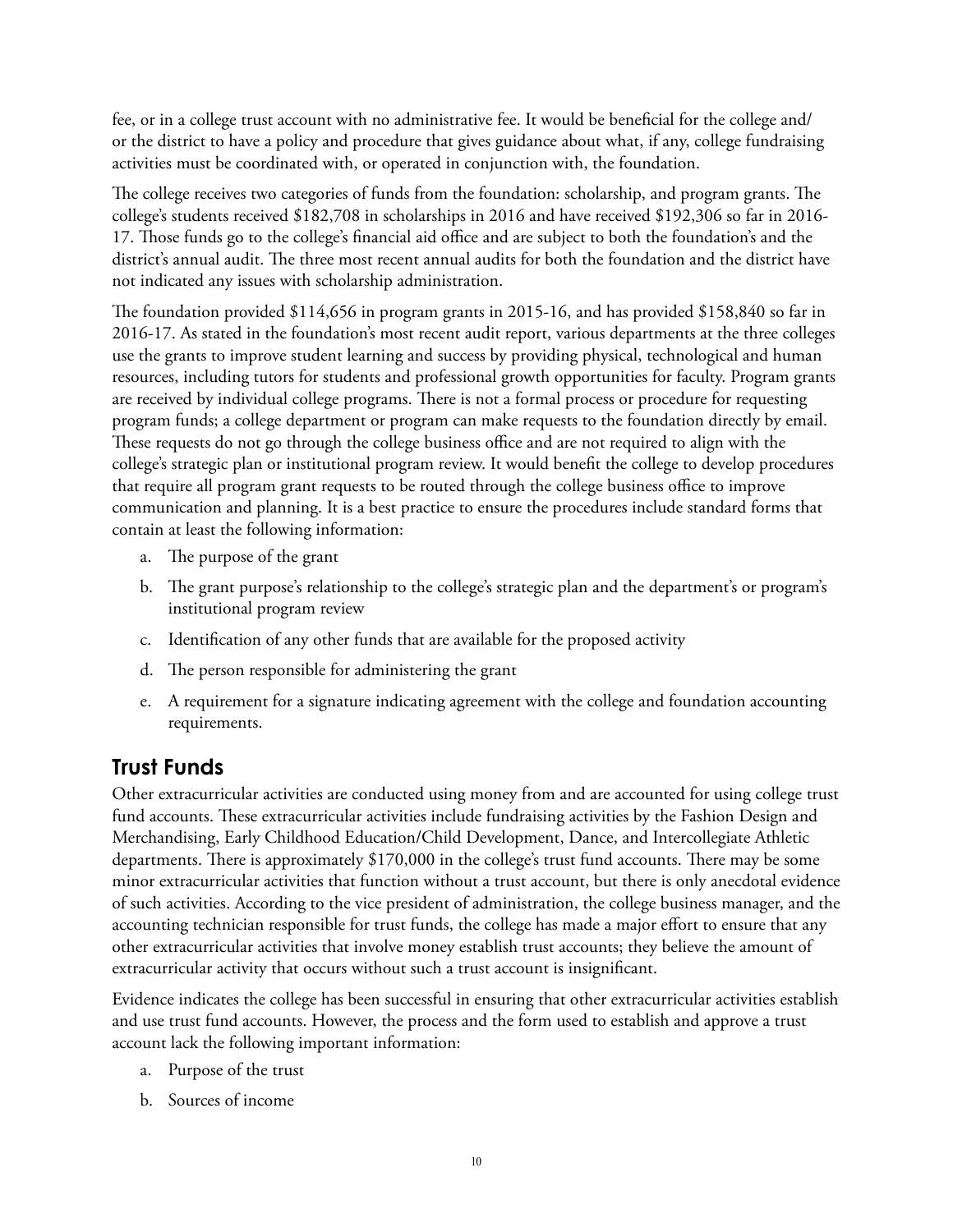fee, or in a college trust account with no administrative fee. It would be beneficial for the college and/or the district to have a policy and procedure that gives guidance about what, if any, college fundraising activities must be coordinated with, or operated in conjunction with, the foundation.

The college receives two categories of funds from the foundation: scholarship, and program grants. The college's students received $182,708 in scholarships in 2016 and have received $192,306 so far in 2016-17. Those funds go to the college's financial aid office and are subject to both the foundation's and the district's annual audit. The three most recent annual audits for both the foundation and the district have not indicated any issues with scholarship administration.

The foundation provided $114,656 in program grants in 2015-16, and has provided $158,840 so far in 2016-17. As stated in the foundation's most recent audit report, various departments at the three colleges use the grants to improve student learning and success by providing physical, technological and human resources, including tutors for students and professional growth opportunities for faculty. Program grants are received by individual college programs. There is not a formal process or procedure for requesting program funds; a college department or program can make requests to the foundation directly by email. These requests do not go through the college business office and are not required to align with the college's strategic plan or institutional program review. It would benefit the college to develop procedures that require all program grant requests to be routed through the college business office to improve communication and planning. It is a best practice to ensure the procedures include standard forms that contain at least the following information:

a. The purpose of the grant

b. The grant purpose's relationship to the college's strategic plan and the department's or program's institutional program review

c. Identification of any other funds that are available for the proposed activity

d. The person responsible for administering the grant

e. A requirement for a signature indicating agreement with the college and foundation accounting requirements.

## Trust Funds

Other extracurricular activities are conducted using money from and are accounted for using college trust fund accounts. These extracurricular activities include fundraising activities by the Fashion Design and Merchandising, Early Childhood Education/Child Development, Dance, and Intercollegiate Athletic departments. There is approximately $170,000 in the college's trust fund accounts. There may be some minor extracurricular activities that function without a trust account, but there is only anecdotal evidence of such activities. According to the vice president of administration, the college business manager, and the accounting technician responsible for trust funds, the college has made a major effort to ensure that any other extracurricular activities that involve money establish trust accounts; they believe the amount of extracurricular activity that occurs without such a trust account is insignificant.

Evidence indicates the college has been successful in ensuring that other extracurricular activities establish and use trust fund accounts. However, the process and the form used to establish and approve a trust account lack the following important information:

a. Purpose of the trust

b. Sources of income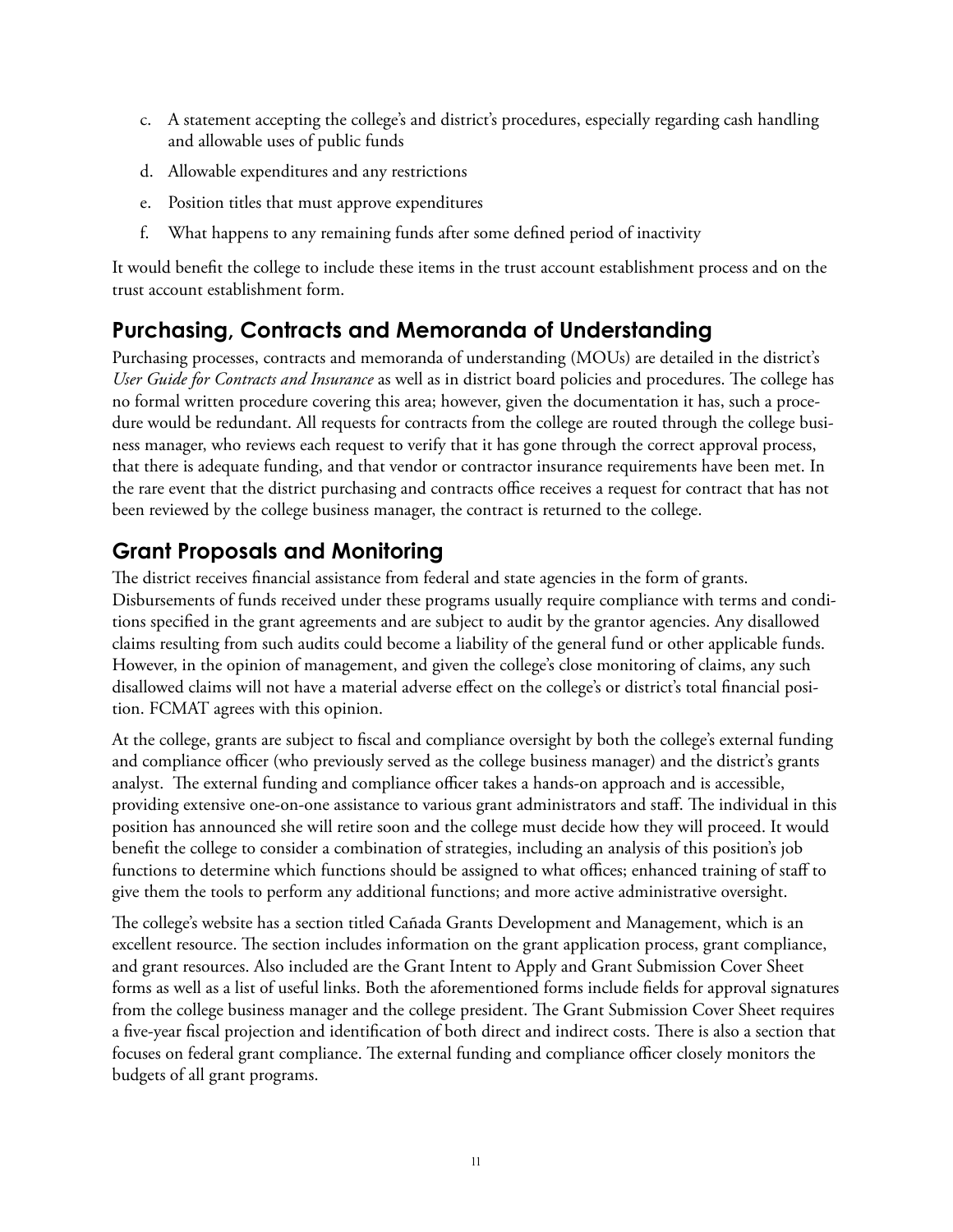c. A statement accepting the college's and district's procedures, especially regarding cash handling and allowable uses of public funds

d. Allowable expenditures and any restrictions

e. Position titles that must approve expenditures

f. What happens to any remaining funds after some defined period of inactivity

It would benefit the college to include these items in the trust account establishment process and on the trust account establishment form.

## Purchasing, Contracts and Memoranda of Understanding

Purchasing processes, contracts and memoranda of understanding (MOUs) are detailed in the district's *User Guide for Contracts and Insurance* as well as in district board policies and procedures. The college has no formal written procedure covering this area; however, given the documentation it has, such a procedure would be redundant. All requests for contracts from the college are routed through the college business manager, who reviews each request to verify that it has gone through the correct approval process, that there is adequate funding, and that vendor or contractor insurance requirements have been met. In the rare event that the district purchasing and contracts office receives a request for contract that has not been reviewed by the college business manager, the contract is returned to the college.

## Grant Proposals and Monitoring

The district receives financial assistance from federal and state agencies in the form of grants. Disbursements of funds received under these programs usually require compliance with terms and conditions specified in the grant agreements and are subject to audit by the grantor agencies. Any disallowed claims resulting from such audits could become a liability of the general fund or other applicable funds. However, in the opinion of management, and given the college's close monitoring of claims, any such disallowed claims will not have a material adverse effect on the college's or district's total financial position. FCMAT agrees with this opinion.

At the college, grants are subject to fiscal and compliance oversight by both the college's external funding and compliance officer (who previously served as the college business manager) and the district's grants analyst. The external funding and compliance officer takes a hands-on approach and is accessible, providing extensive one-on-one assistance to various grant administrators and staff. The individual in this position has announced she will retire soon and the college must decide how they will proceed. It would benefit the college to consider a combination of strategies, including an analysis of this position's job functions to determine which functions should be assigned to what offices; enhanced training of staff to give them the tools to perform any additional functions; and more active administrative oversight.

The college's website has a section titled Cañada Grants Development and Management, which is an excellent resource. The section includes information on the grant application process, grant compliance, and grant resources. Also included are the Grant Intent to Apply and Grant Submission Cover Sheet forms as well as a list of useful links. Both the aforementioned forms include fields for approval signatures from the college business manager and the college president. The Grant Submission Cover Sheet requires a five-year fiscal projection and identification of both direct and indirect costs. There is also a section that focuses on federal grant compliance. The external funding and compliance officer closely monitors the budgets of all grant programs.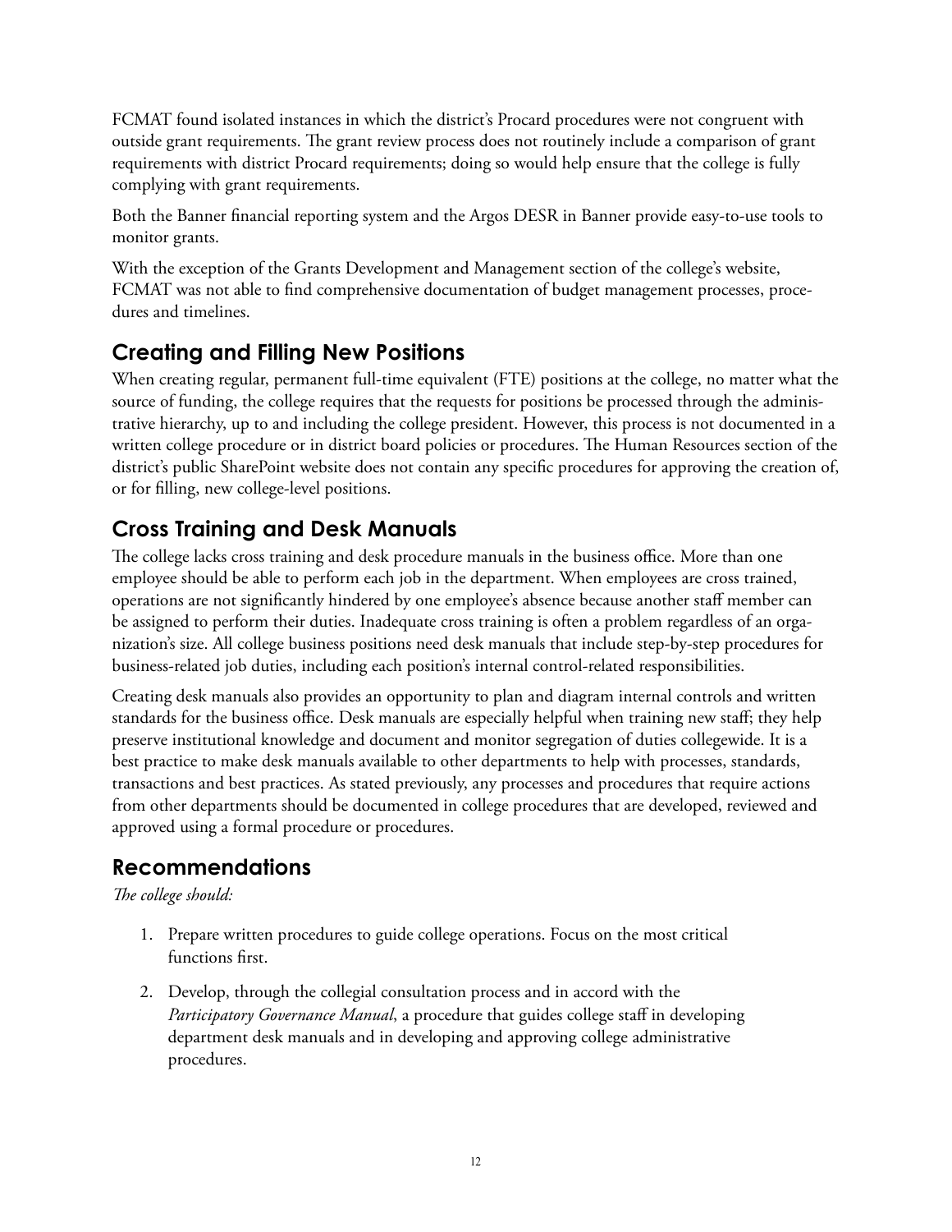FCMAT found isolated instances in which the district's Procard procedures were not congruent with outside grant requirements. The grant review process does not routinely include a comparison of grant requirements with district Procard requirements; doing so would help ensure that the college is fully complying with grant requirements.

Both the Banner financial reporting system and the Argos DESR in Banner provide easy-to-use tools to monitor grants.

With the exception of the Grants Development and Management section of the college's website, FCMAT was not able to find comprehensive documentation of budget management processes, procedures and timelines.

## Creating and Filling New Positions

When creating regular, permanent full-time equivalent (FTE) positions at the college, no matter what the source of funding, the college requires that the requests for positions be processed through the administrative hierarchy, up to and including the college president. However, this process is not documented in a written college procedure or in district board policies or procedures. The Human Resources section of the district's public SharePoint website does not contain any specific procedures for approving the creation of, or for filling, new college-level positions.

## Cross Training and Desk Manuals

The college lacks cross training and desk procedure manuals in the business office. More than one employee should be able to perform each job in the department. When employees are cross trained, operations are not significantly hindered by one employee's absence because another staff member can be assigned to perform their duties. Inadequate cross training is often a problem regardless of an organization's size. All college business positions need desk manuals that include step-by-step procedures for business-related job duties, including each position's internal control-related responsibilities.

Creating desk manuals also provides an opportunity to plan and diagram internal controls and written standards for the business office. Desk manuals are especially helpful when training new staff; they help preserve institutional knowledge and document and monitor segregation of duties collegewide. It is a best practice to make desk manuals available to other departments to help with processes, standards, transactions and best practices. As stated previously, any processes and procedures that require actions from other departments should be documented in college procedures that are developed, reviewed and approved using a formal procedure or procedures.

## Recommendations

*The college should:*

1. Prepare written procedures to guide college operations. Focus on the most critical functions first.
2. Develop, through the collegial consultation process and in accord with the *Participatory Governance Manual*, a procedure that guides college staff in developing department desk manuals and in developing and approving college administrative procedures.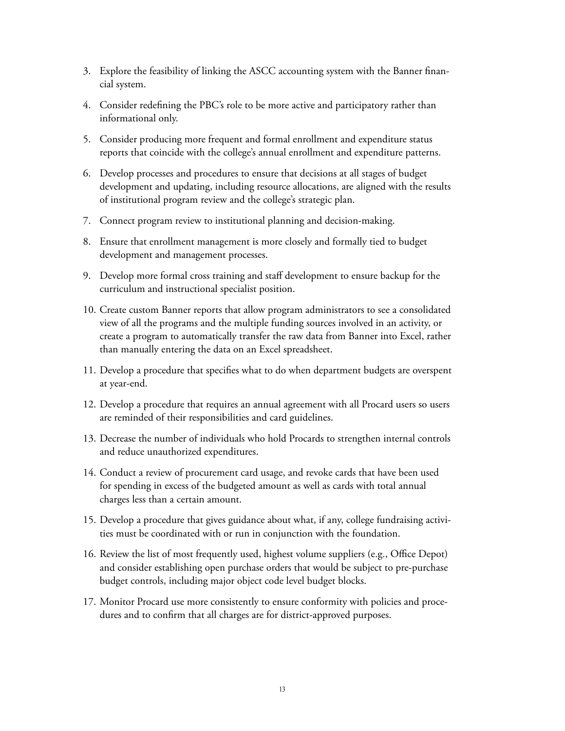3. Explore the feasibility of linking the ASCC accounting system with the Banner financial system.

4. Consider redefining the PBC's role to be more active and participatory rather than informational only.

5. Consider producing more frequent and formal enrollment and expenditure status reports that coincide with the college's annual enrollment and expenditure patterns.

6. Develop processes and procedures to ensure that decisions at all stages of budget development and updating, including resource allocations, are aligned with the results of institutional program review and the college's strategic plan.

7. Connect program review to institutional planning and decision-making.

8. Ensure that enrollment management is more closely and formally tied to budget development and management processes.

9. Develop more formal cross training and staff development to ensure backup for the curriculum and instructional specialist position.

10. Create custom Banner reports that allow program administrators to see a consolidated view of all the programs and the multiple funding sources involved in an activity, or create a program to automatically transfer the raw data from Banner into Excel, rather than manually entering the data on an Excel spreadsheet.

11. Develop a procedure that specifies what to do when department budgets are overspent at year-end.

12. Develop a procedure that requires an annual agreement with all Procard users so users are reminded of their responsibilities and card guidelines.

13. Decrease the number of individuals who hold Procards to strengthen internal controls and reduce unauthorized expenditures.

14. Conduct a review of procurement card usage, and revoke cards that have been used for spending in excess of the budgeted amount as well as cards with total annual charges less than a certain amount.

15. Develop a procedure that gives guidance about what, if any, college fundraising activities must be coordinated with or run in conjunction with the foundation.

16. Review the list of most frequently used, highest volume suppliers (e.g., Office Depot) and consider establishing open purchase orders that would be subject to pre-purchase budget controls, including major object code level budget blocks.

17. Monitor Procard use more consistently to ensure conformity with policies and procedures and to confirm that all charges are for district-approved purposes.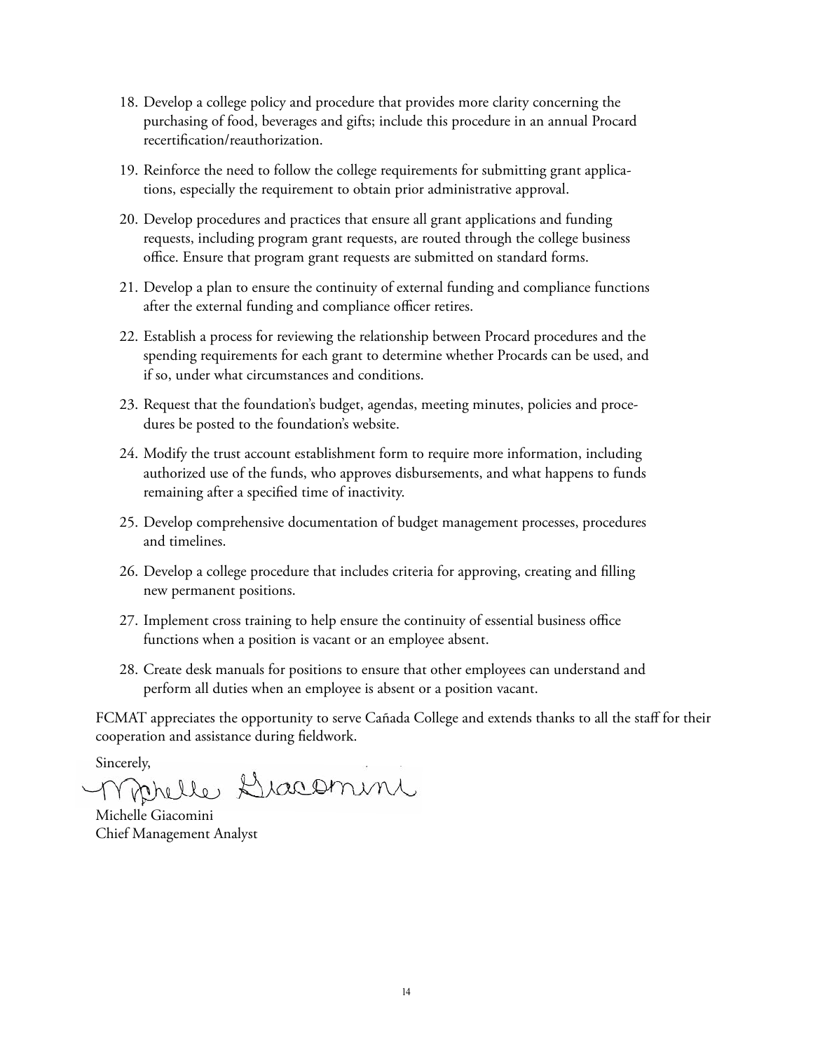18. Develop a college policy and procedure that provides more clarity concerning the purchasing of food, beverages and gifts; include this procedure in an annual Procard recertification/reauthorization.
19. Reinforce the need to follow the college requirements for submitting grant applications, especially the requirement to obtain prior administrative approval.
20. Develop procedures and practices that ensure all grant applications and funding requests, including program grant requests, are routed through the college business office. Ensure that program grant requests are submitted on standard forms.
21. Develop a plan to ensure the continuity of external funding and compliance functions after the external funding and compliance officer retires.
22. Establish a process for reviewing the relationship between Procard procedures and the spending requirements for each grant to determine whether Procards can be used, and if so, under what circumstances and conditions.
23. Request that the foundation's budget, agendas, meeting minutes, policies and procedures be posted to the foundation's website.
24. Modify the trust account establishment form to require more information, including authorized use of the funds, who approves disbursements, and what happens to funds remaining after a specified time of inactivity.
25. Develop comprehensive documentation of budget management processes, procedures and timelines.
26. Develop a college procedure that includes criteria for approving, creating and filling new permanent positions.
27. Implement cross training to help ensure the continuity of essential business office functions when a position is vacant or an employee absent.
28. Create desk manuals for positions to ensure that other employees can understand and perform all duties when an employee is absent or a position vacant.

FCMAT appreciates the opportunity to serve Cañada College and extends thanks to all the staff for their cooperation and assistance during fieldwork.

Sincerely,

Michelle Giacomini

Michelle Giacomini
Chief Management Analyst